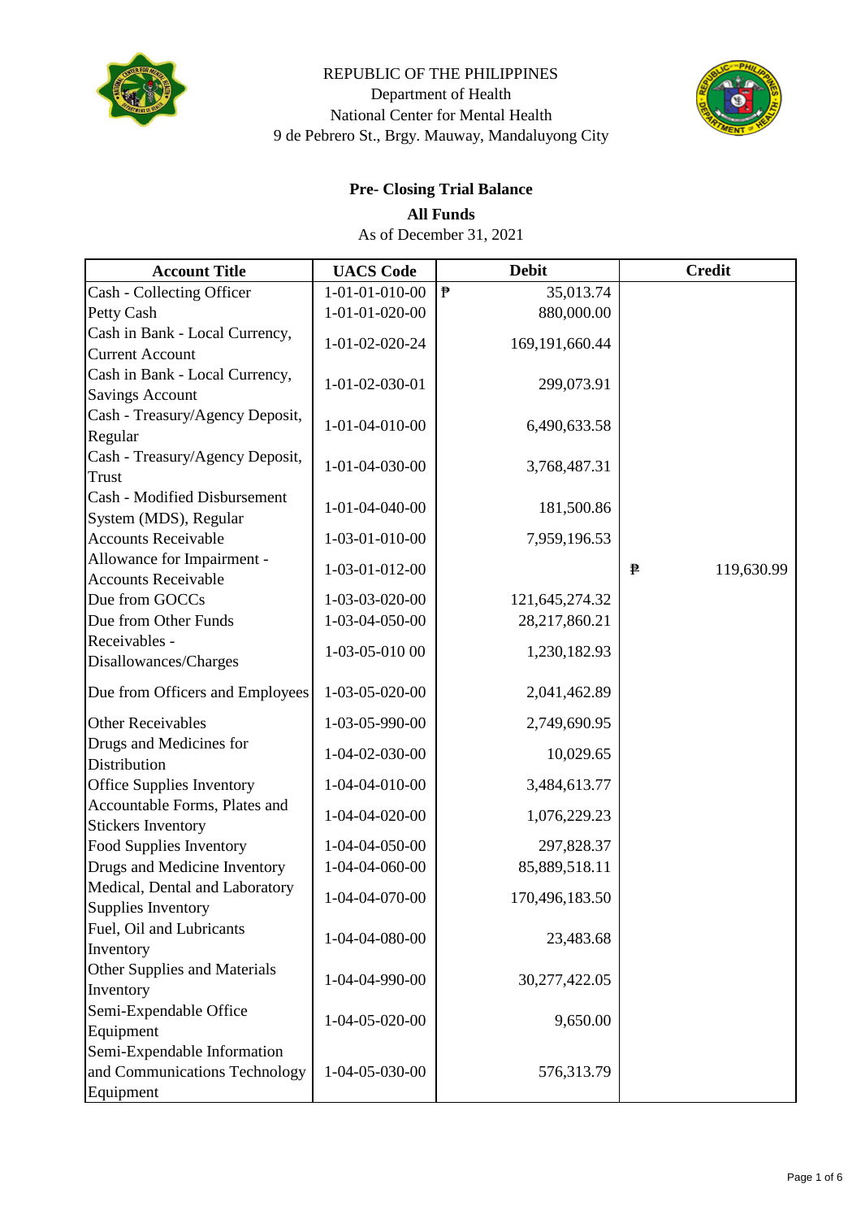REPUBLIC OF THE PHILIPPINES
Department of Health
National Center for Mental Health
9 de Pebrero St., Brgy. Mauway, Mandaluyong City

**Pre- Closing Trial Balance**

**All Funds**

As of December 31, 2021

| Account Title | UACS Code | Debit | Credit |
|---|---|---|---|
| Cash - Collecting Officer | 1-01-01-010-00 | ₱ 35,013.74 | |
| Petty Cash | 1-01-01-020-00 | 880,000.00 | |
| Cash in Bank - Local Currency, Current Account | 1-01-02-020-24 | 169,191,660.44 | |
| Cash in Bank - Local Currency, Savings Account | 1-01-02-030-01 | 299,073.91 | |
| Cash - Treasury/Agency Deposit, Regular | 1-01-04-010-00 | 6,490,633.58 | |
| Cash - Treasury/Agency Deposit, Trust | 1-01-04-030-00 | 3,768,487.31 | |
| Cash - Modified Disbursement System (MDS), Regular | 1-01-04-040-00 | 181,500.86 | |
| Accounts Receivable | 1-03-01-010-00 | 7,959,196.53 | |
| Allowance for Impairment - Accounts Receivable | 1-03-01-012-00 | | ₱ 119,630.99 |
| Due from GOCCs | 1-03-03-020-00 | 121,645,274.32 | |
| Due from Other Funds | 1-03-04-050-00 | 28,217,860.21 | |
| Receivables - Disallowances/Charges | 1-03-05-010 00 | 1,230,182.93 | |
| Due from Officers and Employees | 1-03-05-020-00 | 2,041,462.89 | |
| Other Receivables | 1-03-05-990-00 | 2,749,690.95 | |
| Drugs and Medicines for Distribution | 1-04-02-030-00 | 10,029.65 | |
| Office Supplies Inventory | 1-04-04-010-00 | 3,484,613.77 | |
| Accountable Forms, Plates and Stickers Inventory | 1-04-04-020-00 | 1,076,229.23 | |
| Food Supplies Inventory | 1-04-04-050-00 | 297,828.37 | |
| Drugs and Medicine Inventory | 1-04-04-060-00 | 85,889,518.11 | |
| Medical, Dental and Laboratory Supplies Inventory | 1-04-04-070-00 | 170,496,183.50 | |
| Fuel, Oil and Lubricants Inventory | 1-04-04-080-00 | 23,483.68 | |
| Other Supplies and Materials Inventory | 1-04-04-990-00 | 30,277,422.05 | |
| Semi-Expendable Office Equipment | 1-04-05-020-00 | 9,650.00 | |
| Semi-Expendable Information and Communications Technology Equipment | 1-04-05-030-00 | 576,313.79 | |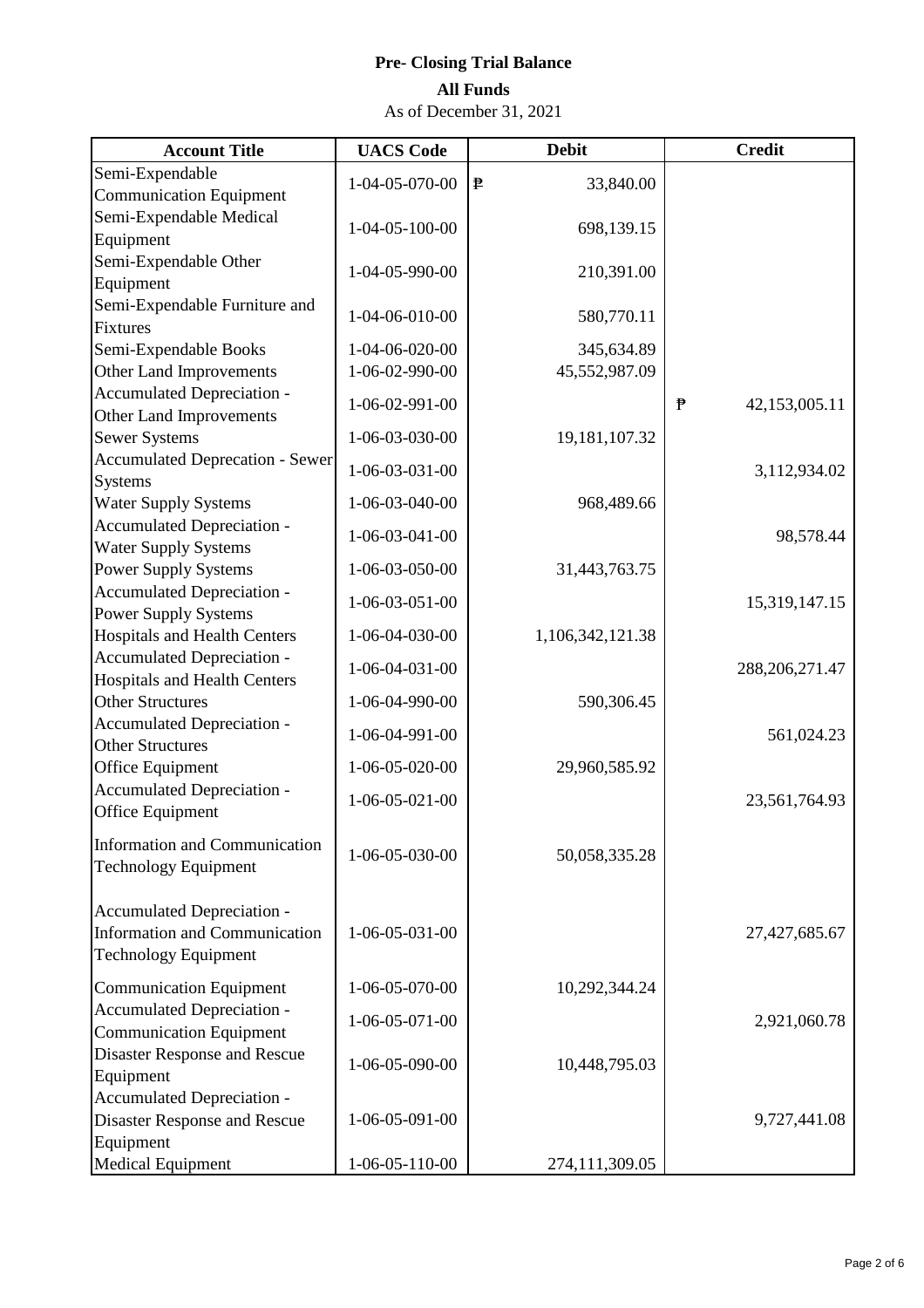**Pre- Closing Trial Balance**

**All Funds**

As of December 31, 2021

| Account Title | UACS Code | Debit | Credit |
|---|---|---|---|
| Semi-Expendable Communication Equipment | 1-04-05-070-00 | ₱ 33,840.00 | |
| Semi-Expendable Medical Equipment | 1-04-05-100-00 | 698,139.15 | |
| Semi-Expendable Other Equipment | 1-04-05-990-00 | 210,391.00 | |
| Semi-Expendable Furniture and Fixtures | 1-04-06-010-00 | 580,770.11 | |
| Semi-Expendable Books | 1-04-06-020-00 | 345,634.89 | |
| Other Land Improvements | 1-06-02-990-00 | 45,552,987.09 | |
| Accumulated Depreciation - Other Land Improvements | 1-06-02-991-00 | | ₱ 42,153,005.11 |
| Sewer Systems | 1-06-03-030-00 | 19,181,107.32 | |
| Accumulated Deprecation - Sewer Systems | 1-06-03-031-00 | | 3,112,934.02 |
| Water Supply Systems | 1-06-03-040-00 | 968,489.66 | |
| Accumulated Depreciation - Water Supply Systems | 1-06-03-041-00 | | 98,578.44 |
| Power Supply Systems | 1-06-03-050-00 | 31,443,763.75 | |
| Accumulated Depreciation - Power Supply Systems | 1-06-03-051-00 | | 15,319,147.15 |
| Hospitals and Health Centers | 1-06-04-030-00 | 1,106,342,121.38 | |
| Accumulated Depreciation - Hospitals and Health Centers | 1-06-04-031-00 | | 288,206,271.47 |
| Other Structures | 1-06-04-990-00 | 590,306.45 | |
| Accumulated Depreciation - Other Structures | 1-06-04-991-00 | | 561,024.23 |
| Office Equipment | 1-06-05-020-00 | 29,960,585.92 | |
| Accumulated Depreciation - Office Equipment | 1-06-05-021-00 | | 23,561,764.93 |
| Information and Communication Technology Equipment | 1-06-05-030-00 | 50,058,335.28 | |
| Accumulated Depreciation - Information and Communication Technology Equipment | 1-06-05-031-00 | | 27,427,685.67 |
| Communication Equipment | 1-06-05-070-00 | 10,292,344.24 | |
| Accumulated Depreciation - Communication Equipment | 1-06-05-071-00 | | 2,921,060.78 |
| Disaster Response and Rescue Equipment | 1-06-05-090-00 | 10,448,795.03 | |
| Accumulated Depreciation - Disaster Response and Rescue Equipment | 1-06-05-091-00 | | 9,727,441.08 |
| Medical Equipment | 1-06-05-110-00 | 274,111,309.05 | |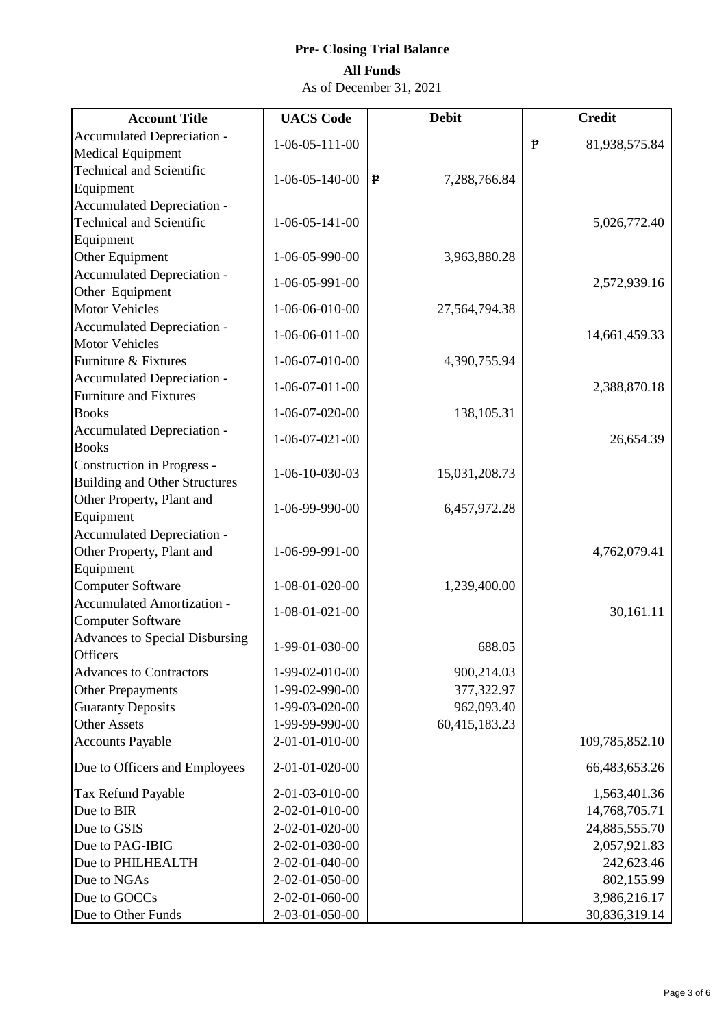**Pre- Closing Trial Balance**

**All Funds**

As of December 31, 2021

| Account Title | UACS Code | Debit | Credit |
|---|---|---|---|
| Accumulated Depreciation - Medical Equipment | 1-06-05-111-00 | | ₱ 81,938,575.84 |
| Technical and Scientific Equipment | 1-06-05-140-00 | ₱ 7,288,766.84 | |
| Accumulated Depreciation - Technical and Scientific Equipment | 1-06-05-141-00 | | 5,026,772.40 |
| Other Equipment | 1-06-05-990-00 | 3,963,880.28 | |
| Accumulated Depreciation - Other Equipment | 1-06-05-991-00 | | 2,572,939.16 |
| Motor Vehicles | 1-06-06-010-00 | 27,564,794.38 | |
| Accumulated Depreciation - Motor Vehicles | 1-06-06-011-00 | | 14,661,459.33 |
| Furniture & Fixtures | 1-06-07-010-00 | 4,390,755.94 | |
| Accumulated Depreciation - Furniture and Fixtures | 1-06-07-011-00 | | 2,388,870.18 |
| Books | 1-06-07-020-00 | 138,105.31 | |
| Accumulated Depreciation - Books | 1-06-07-021-00 | | 26,654.39 |
| Construction in Progress - Building and Other Structures | 1-06-10-030-03 | 15,031,208.73 | |
| Other Property, Plant and Equipment | 1-06-99-990-00 | 6,457,972.28 | |
| Accumulated Depreciation - Other Property, Plant and Equipment | 1-06-99-991-00 | | 4,762,079.41 |
| Computer Software | 1-08-01-020-00 | 1,239,400.00 | |
| Accumulated Amortization - Computer Software | 1-08-01-021-00 | | 30,161.11 |
| Advances to Special Disbursing Officers | 1-99-01-030-00 | 688.05 | |
| Advances to Contractors | 1-99-02-010-00 | 900,214.03 | |
| Other Prepayments | 1-99-02-990-00 | 377,322.97 | |
| Guaranty Deposits | 1-99-03-020-00 | 962,093.40 | |
| Other Assets | 1-99-99-990-00 | 60,415,183.23 | |
| Accounts Payable | 2-01-01-010-00 | | 109,785,852.10 |
| Due to Officers and Employees | 2-01-01-020-00 | | 66,483,653.26 |
| Tax Refund Payable | 2-01-03-010-00 | | 1,563,401.36 |
| Due to BIR | 2-02-01-010-00 | | 14,768,705.71 |
| Due to GSIS | 2-02-01-020-00 | | 24,885,555.70 |
| Due to PAG-IBIG | 2-02-01-030-00 | | 2,057,921.83 |
| Due to PHILHEALTH | 2-02-01-040-00 | | 242,623.46 |
| Due to NGAs | 2-02-01-050-00 | | 802,155.99 |
| Due to GOCCs | 2-02-01-060-00 | | 3,986,216.17 |
| Due to Other Funds | 2-03-01-050-00 | | 30,836,319.14 |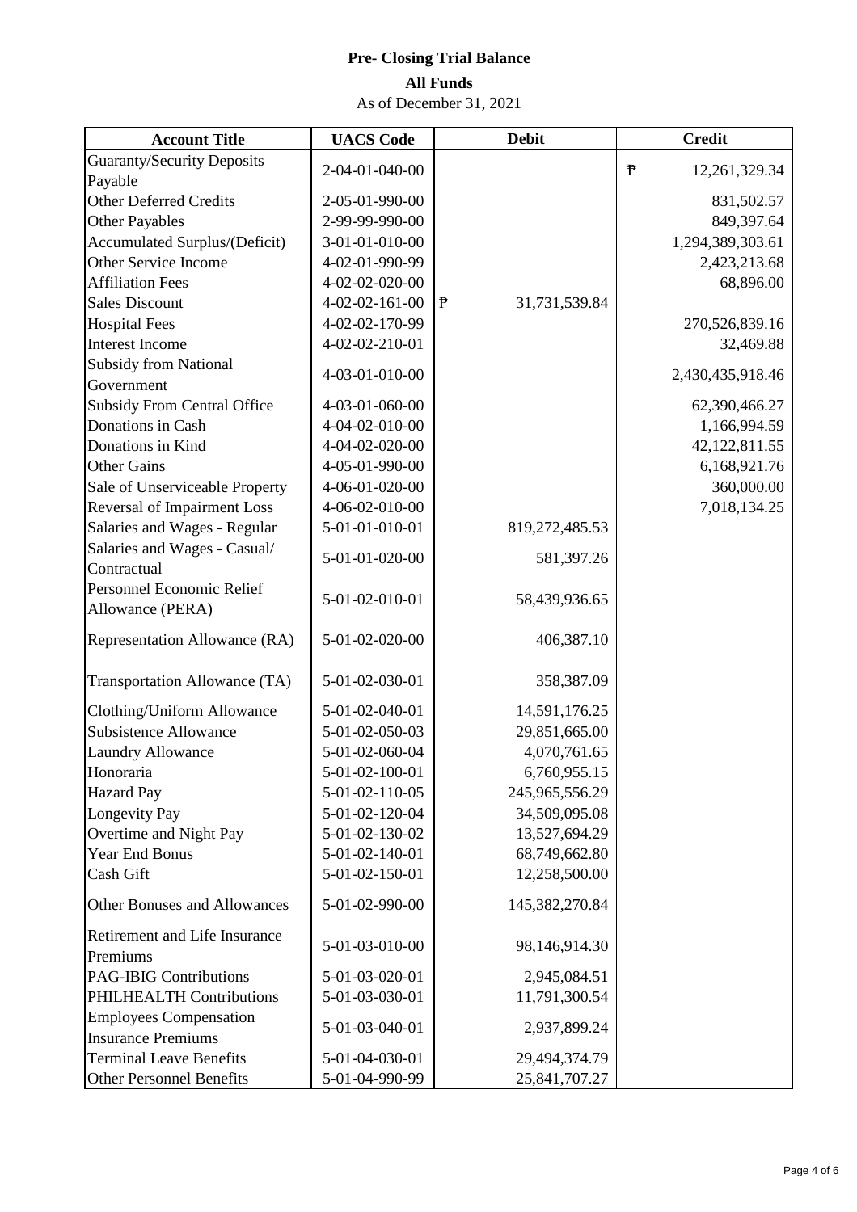**Pre- Closing Trial Balance**

**All Funds**

As of December 31, 2021

| Account Title | UACS Code | Debit | Credit |
|---|---|---|---|
| Guaranty/Security Deposits Payable | 2-04-01-040-00 | | ₱ 12,261,329.34 |
| Other Deferred Credits | 2-05-01-990-00 | | 831,502.57 |
| Other Payables | 2-99-99-990-00 | | 849,397.64 |
| Accumulated Surplus/(Deficit) | 3-01-01-010-00 | | 1,294,389,303.61 |
| Other Service Income | 4-02-01-990-99 | | 2,423,213.68 |
| Affiliation Fees | 4-02-02-020-00 | | 68,896.00 |
| Sales Discount | 4-02-02-161-00 | ₱ 31,731,539.84 | |
| Hospital Fees | 4-02-02-170-99 | | 270,526,839.16 |
| Interest Income | 4-02-02-210-01 | | 32,469.88 |
| Subsidy from National Government | 4-03-01-010-00 | | 2,430,435,918.46 |
| Subsidy From Central Office | 4-03-01-060-00 | | 62,390,466.27 |
| Donations in Cash | 4-04-02-010-00 | | 1,166,994.59 |
| Donations in Kind | 4-04-02-020-00 | | 42,122,811.55 |
| Other Gains | 4-05-01-990-00 | | 6,168,921.76 |
| Sale of Unserviceable Property | 4-06-01-020-00 | | 360,000.00 |
| Reversal of Impairment Loss | 4-06-02-010-00 | | 7,018,134.25 |
| Salaries and Wages - Regular | 5-01-01-010-01 | 819,272,485.53 | |
| Salaries and Wages - Casual/ Contractual | 5-01-01-020-00 | 581,397.26 | |
| Personnel Economic Relief Allowance (PERA) | 5-01-02-010-01 | 58,439,936.65 | |
| Representation Allowance (RA) | 5-01-02-020-00 | 406,387.10 | |
| Transportation Allowance (TA) | 5-01-02-030-01 | 358,387.09 | |
| Clothing/Uniform Allowance | 5-01-02-040-01 | 14,591,176.25 | |
| Subsistence Allowance | 5-01-02-050-03 | 29,851,665.00 | |
| Laundry Allowance | 5-01-02-060-04 | 4,070,761.65 | |
| Honoraria | 5-01-02-100-01 | 6,760,955.15 | |
| Hazard Pay | 5-01-02-110-05 | 245,965,556.29 | |
| Longevity Pay | 5-01-02-120-04 | 34,509,095.08 | |
| Overtime and Night Pay | 5-01-02-130-02 | 13,527,694.29 | |
| Year End Bonus | 5-01-02-140-01 | 68,749,662.80 | |
| Cash Gift | 5-01-02-150-01 | 12,258,500.00 | |
| Other Bonuses and Allowances | 5-01-02-990-00 | 145,382,270.84 | |
| Retirement and Life Insurance Premiums | 5-01-03-010-00 | 98,146,914.30 | |
| PAG-IBIG Contributions | 5-01-03-020-01 | 2,945,084.51 | |
| PHILHEALTH Contributions | 5-01-03-030-01 | 11,791,300.54 | |
| Employees Compensation Insurance Premiums | 5-01-03-040-01 | 2,937,899.24 | |
| Terminal Leave Benefits | 5-01-04-030-01 | 29,494,374.79 | |
| Other Personnel Benefits | 5-01-04-990-99 | 25,841,707.27 | |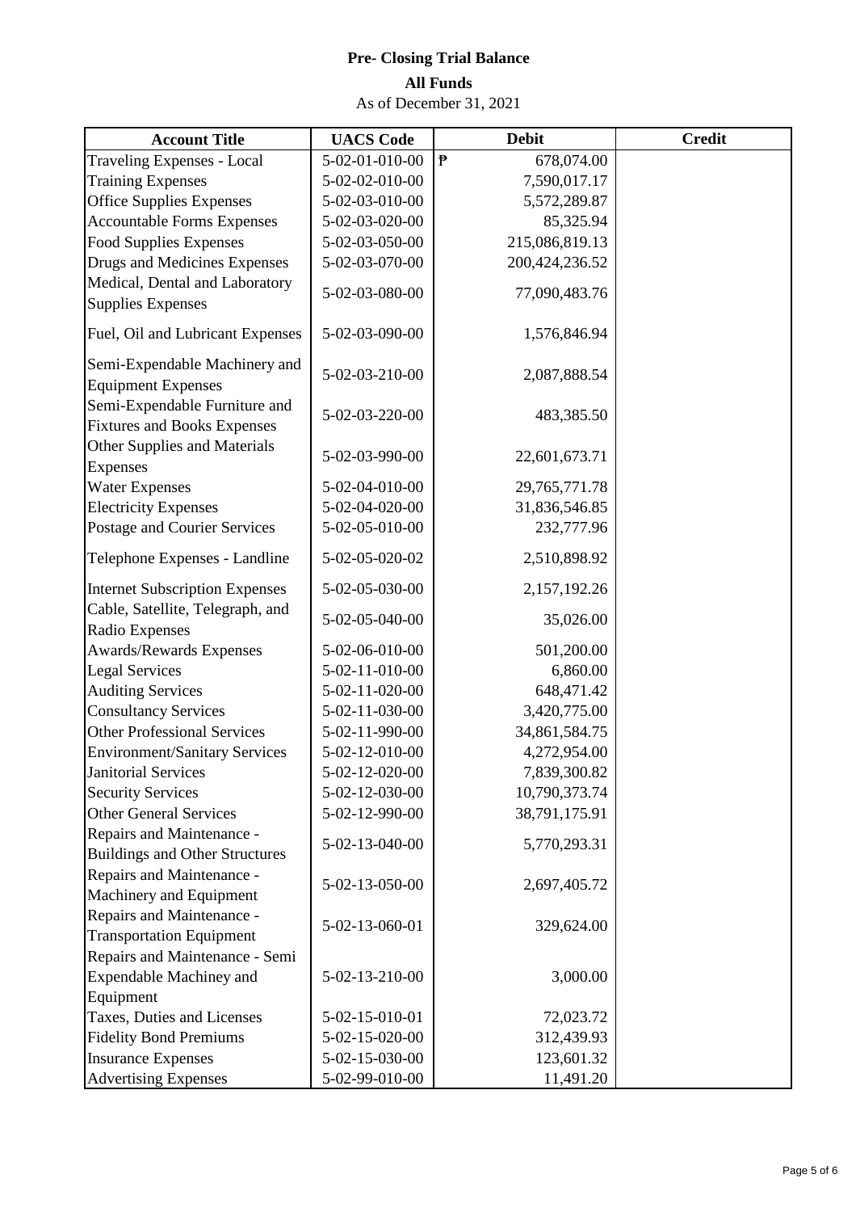# Pre- Closing Trial Balance

## All Funds

As of December 31, 2021

| Account Title | UACS Code | Debit | Credit |
|---|---|---|---|
| Traveling Expenses - Local | 5-02-01-010-00 | ₱ 678,074.00 | |
| Training Expenses | 5-02-02-010-00 | 7,590,017.17 | |
| Office Supplies Expenses | 5-02-03-010-00 | 5,572,289.87 | |
| Accountable Forms Expenses | 5-02-03-020-00 | 85,325.94 | |
| Food Supplies Expenses | 5-02-03-050-00 | 215,086,819.13 | |
| Drugs and Medicines Expenses | 5-02-03-070-00 | 200,424,236.52 | |
| Medical, Dental and Laboratory Supplies Expenses | 5-02-03-080-00 | 77,090,483.76 | |
| Fuel, Oil and Lubricant Expenses | 5-02-03-090-00 | 1,576,846.94 | |
| Semi-Expendable Machinery and Equipment Expenses | 5-02-03-210-00 | 2,087,888.54 | |
| Semi-Expendable Furniture and Fixtures and Books Expenses | 5-02-03-220-00 | 483,385.50 | |
| Other Supplies and Materials Expenses | 5-02-03-990-00 | 22,601,673.71 | |
| Water Expenses | 5-02-04-010-00 | 29,765,771.78 | |
| Electricity Expenses | 5-02-04-020-00 | 31,836,546.85 | |
| Postage and Courier Services | 5-02-05-010-00 | 232,777.96 | |
| Telephone Expenses - Landline | 5-02-05-020-02 | 2,510,898.92 | |
| Internet Subscription Expenses | 5-02-05-030-00 | 2,157,192.26 | |
| Cable, Satellite, Telegraph, and Radio Expenses | 5-02-05-040-00 | 35,026.00 | |
| Awards/Rewards Expenses | 5-02-06-010-00 | 501,200.00 | |
| Legal Services | 5-02-11-010-00 | 6,860.00 | |
| Auditing Services | 5-02-11-020-00 | 648,471.42 | |
| Consultancy Services | 5-02-11-030-00 | 3,420,775.00 | |
| Other Professional Services | 5-02-11-990-00 | 34,861,584.75 | |
| Environment/Sanitary Services | 5-02-12-010-00 | 4,272,954.00 | |
| Janitorial Services | 5-02-12-020-00 | 7,839,300.82 | |
| Security Services | 5-02-12-030-00 | 10,790,373.74 | |
| Other General Services | 5-02-12-990-00 | 38,791,175.91 | |
| Repairs and Maintenance - Buildings and Other Structures | 5-02-13-040-00 | 5,770,293.31 | |
| Repairs and Maintenance - Machinery and Equipment | 5-02-13-050-00 | 2,697,405.72 | |
| Repairs and Maintenance - Transportation Equipment | 5-02-13-060-01 | 329,624.00 | |
| Repairs and Maintenance - Semi Expendable Machiney and Equipment | 5-02-13-210-00 | 3,000.00 | |
| Taxes, Duties and Licenses | 5-02-15-010-01 | 72,023.72 | |
| Fidelity Bond Premiums | 5-02-15-020-00 | 312,439.93 | |
| Insurance Expenses | 5-02-15-030-00 | 123,601.32 | |
| Advertising Expenses | 5-02-99-010-00 | 11,491.20 | |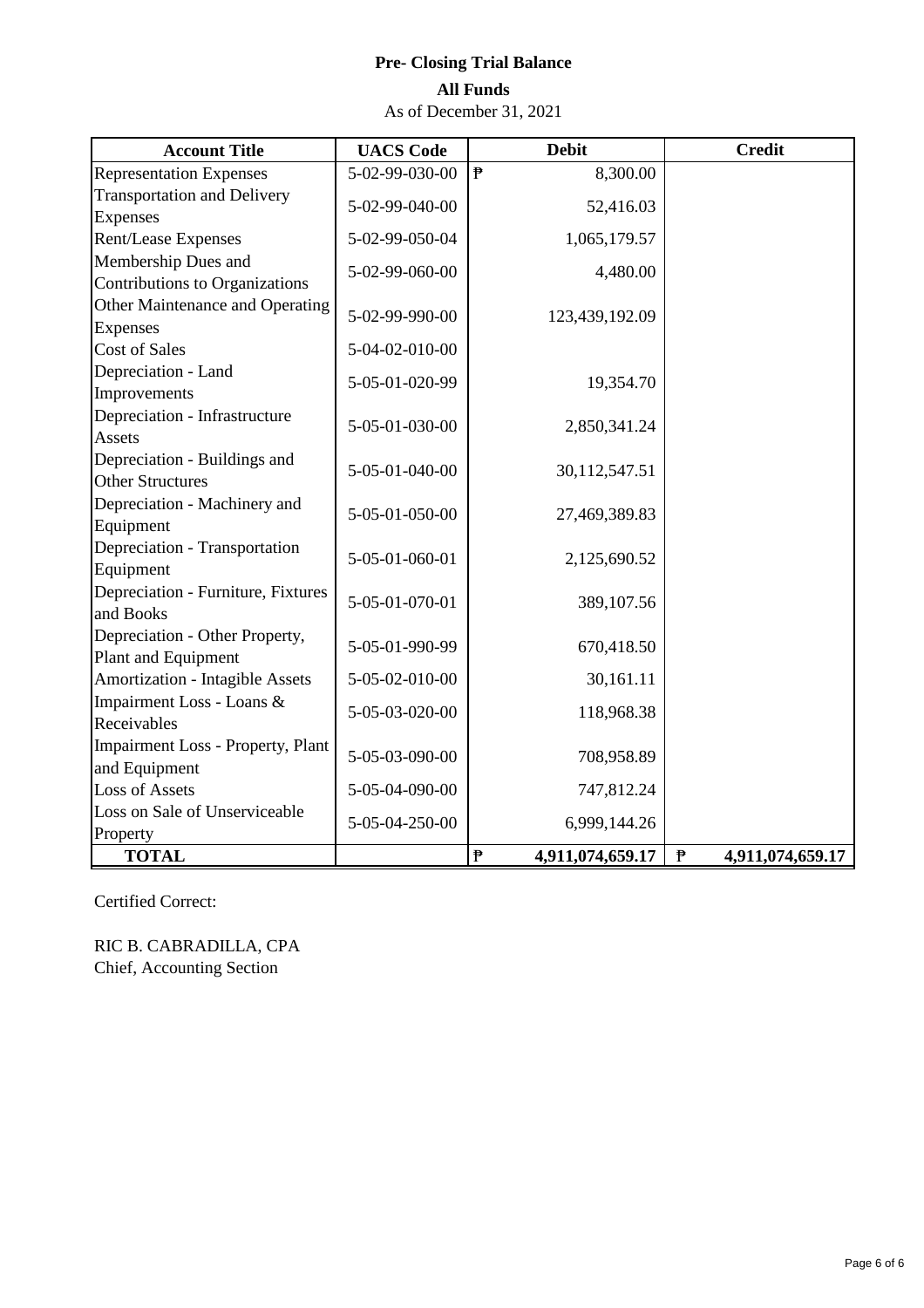**Pre- Closing Trial Balance**

**All Funds**

As of December 31, 2021

| Account Title | UACS Code | Debit | Credit |
|---|---|---|---|
| Representation Expenses | 5-02-99-030-00 | ₱ 8,300.00 | |
| Transportation and Delivery Expenses | 5-02-99-040-00 | 52,416.03 | |
| Rent/Lease Expenses | 5-02-99-050-04 | 1,065,179.57 | |
| Membership Dues and Contributions to Organizations | 5-02-99-060-00 | 4,480.00 | |
| Other Maintenance and Operating Expenses | 5-02-99-990-00 | 123,439,192.09 | |
| Cost of Sales | 5-04-02-010-00 | | |
| Depreciation - Land Improvements | 5-05-01-020-99 | 19,354.70 | |
| Depreciation - Infrastructure Assets | 5-05-01-030-00 | 2,850,341.24 | |
| Depreciation - Buildings and Other Structures | 5-05-01-040-00 | 30,112,547.51 | |
| Depreciation - Machinery and Equipment | 5-05-01-050-00 | 27,469,389.83 | |
| Depreciation - Transportation Equipment | 5-05-01-060-01 | 2,125,690.52 | |
| Depreciation - Furniture, Fixtures and Books | 5-05-01-070-01 | 389,107.56 | |
| Depreciation - Other Property, Plant and Equipment | 5-05-01-990-99 | 670,418.50 | |
| Amortization - Intagible Assets | 5-05-02-010-00 | 30,161.11 | |
| Impairment Loss - Loans & Receivables | 5-05-03-020-00 | 118,968.38 | |
| Impairment Loss - Property, Plant and Equipment | 5-05-03-090-00 | 708,958.89 | |
| Loss of Assets | 5-05-04-090-00 | 747,812.24 | |
| Loss on Sale of Unserviceable Property | 5-05-04-250-00 | 6,999,144.26 | |
| **TOTAL** | | **₱ 4,911,074,659.17** | **₱ 4,911,074,659.17** |

Certified Correct:

RIC B. CABRADILLA, CPA
Chief, Accounting Section